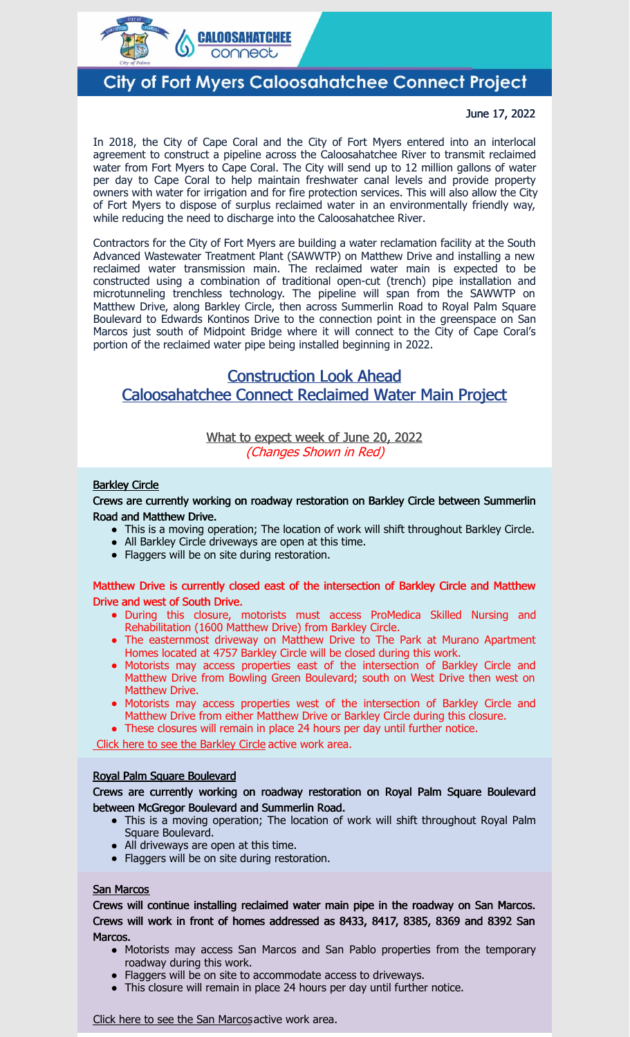# City of Fort Myers Caloosahatchee Connect Project

June 17, 2022

In 2018, the City of Cape Coral and the City of Fort Myers entered into an interlocal agreement to construct a pipeline across the Caloosahatchee River to transmit reclaimed water from Fort Myers to Cape Coral. The City will send up to 12 million gallons of water per day to Cape Coral to help maintain freshwater canal levels and provide property owners with water for irrigation and for fire protection services. This will also allow the City of Fort Myers to dispose of surplus reclaimed water in an environmentally friendly way, while reducing the need to discharge into the Caloosahatchee River.

Contractors for the City of Fort Myers are building a water reclamation facility at the South Advanced Wastewater Treatment Plant (SAWWTP) on Matthew Drive and installing a new reclaimed water transmission main. The reclaimed water main is expected to be constructed using a combination of traditional open-cut (trench) pipe installation and microtunneling trenchless technology. The pipeline will span from the SAWWTP on Matthew Drive, along Barkley Circle, then across Summerlin Road to Royal Palm Square Boulevard to Edwards Kontinos Drive to the connection point in the greenspace on San Marcos just south of Midpoint Bridge where it will connect to the City of Cape Coral's portion of the reclaimed water pipe being installed beginning in 2022.

## Construction Look Ahead
## Caloosahatchee Connect Reclaimed Water Main Project

### What to expect week of June 20, 2022

*(Changes Shown in Red)*

**Barkley Circle**

**Crews are currently working on roadway restoration on Barkley Circle between Summerlin Road and Matthew Drive.**

- This is a moving operation; The location of work will shift throughout Barkley Circle.
- All Barkley Circle driveways are open at this time.
- Flaggers will be on site during restoration.

**Matthew Drive is currently closed east of the intersection of Barkley Circle and Matthew Drive and west of South Drive.**

- During this closure, motorists must access ProMedica Skilled Nursing and Rehabilitation (1600 Matthew Drive) from Barkley Circle.
- The easternmost driveway on Matthew Drive to The Park at Murano Apartment Homes located at 4757 Barkley Circle will be closed during this work.
- Motorists may access properties east of the intersection of Barkley Circle and Matthew Drive from Bowling Green Boulevard; south on West Drive then west on Matthew Drive.
- Motorists may access properties west of the intersection of Barkley Circle and Matthew Drive from either Matthew Drive or Barkley Circle during this closure.
- These closures will remain in place 24 hours per day until further notice.

Click here to see the Barkley Circle active work area.

**Royal Palm Square Boulevard**

**Crews are currently working on roadway restoration on Royal Palm Square Boulevard between McGregor Boulevard and Summerlin Road.**

- This is a moving operation; The location of work will shift throughout Royal Palm Square Boulevard.
- All driveways are open at this time.
- Flaggers will be on site during restoration.

**San Marcos**

**Crews will continue installing reclaimed water main pipe in the roadway on San Marcos. Crews will work in front of homes addressed as 8433, 8417, 8385, 8369 and 8392 San Marcos.**

- Motorists may access San Marcos and San Pablo properties from the temporary roadway during this work.
- Flaggers will be on site to accommodate access to driveways.
- This closure will remain in place 24 hours per day until further notice.

Click here to see the San Marcos active work area.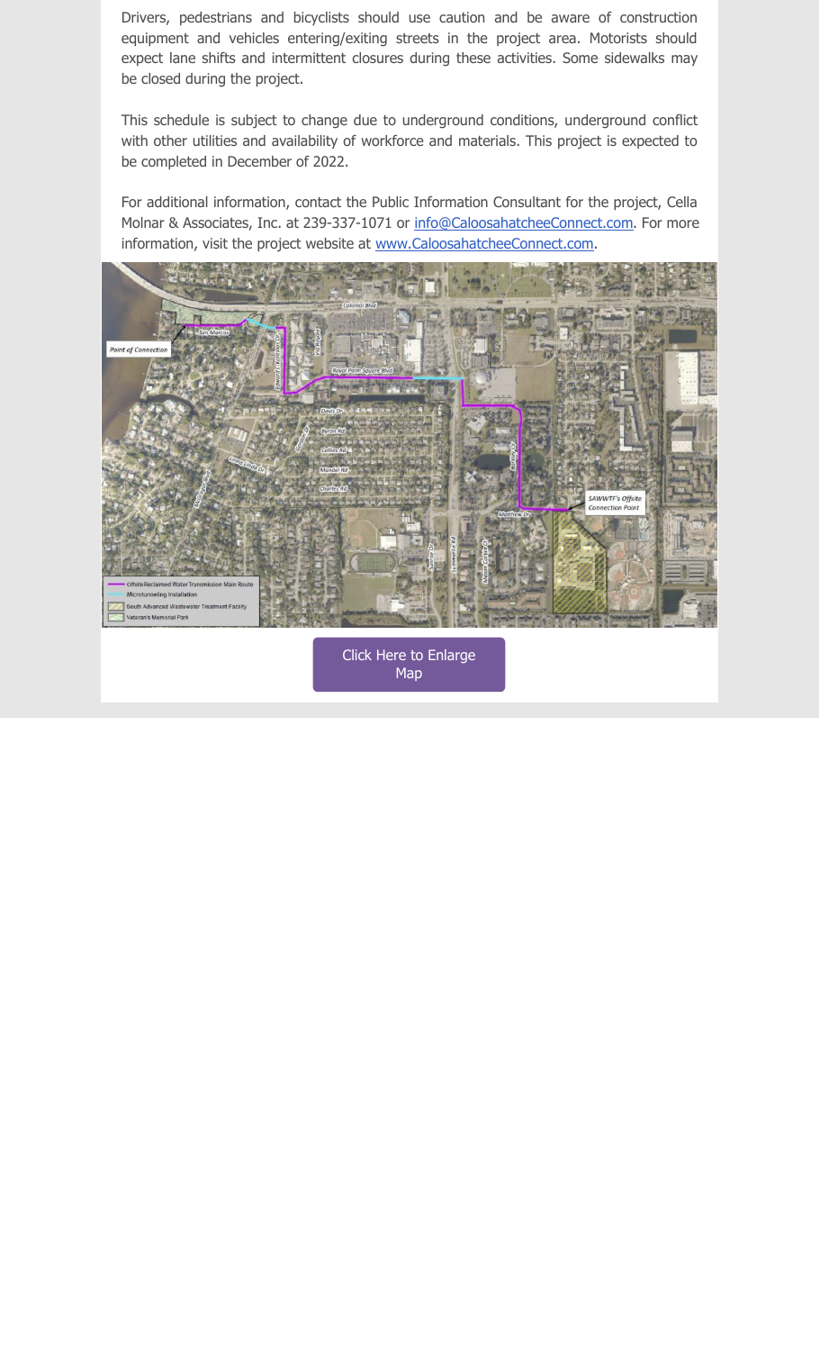Drivers, pedestrians and bicyclists should use caution and be aware of construction equipment and vehicles entering/exiting streets in the project area. Motorists should expect lane shifts and intermittent closures during these activities. Some sidewalks may be closed during the project.

This schedule is subject to change due to underground conditions, underground conflict with other utilities and availability of workforce and materials. This project is expected to be completed in December of 2022.

For additional information, contact the Public Information Consultant for the project, Cella Molnar & Associates, Inc. at 239-337-1071 or info@CaloosahatcheeConnect.com. For more information, visit the project website at www.CaloosahatcheeConnect.com.

Point of Connection

SAWWTF's Offsite Connection Point

Offsite Reclaimed Water Transmission Main Route

Microtunneling Installation

South Advanced Wastewater Treatment Facility

Veteran's Memorial Park

Click Here to Enlarge Map